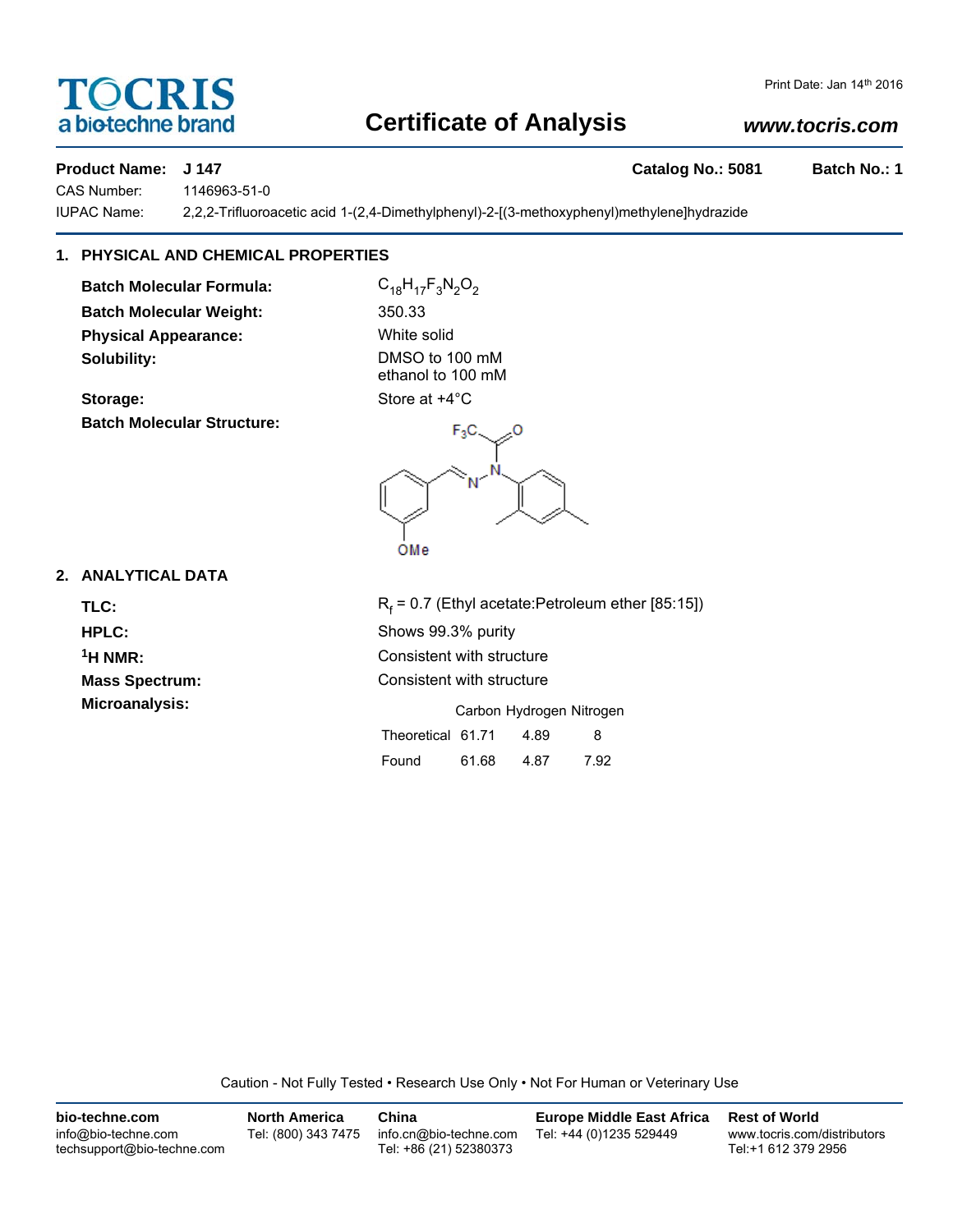# Certificate of Analysis

Print Date: Jan 14th 2016

www.tocris.com

**Product Name: J 147** **Catalog No.: 5081** **Batch No.: 1**

CAS Number: 1146963-51-0

IUPAC Name: 2,2,2-Trifluoroacetic acid 1-(2,4-Dimethylphenyl)-2-[(3-methoxyphenyl)methylene]hydrazide

## 1. PHYSICAL AND CHEMICAL PROPERTIES

**Batch Molecular Formula:** $C_{18}H_{17}F_3N_2O_2$

**Batch Molecular Weight:** 350.33

**Physical Appearance:** White solid

**Solubility:** DMSO to 100 mM
ethanol to 100 mM

**Storage:** Store at +4°C

**Batch Molecular Structure:**

## 2. ANALYTICAL DATA

**TLC:** $R_f$ = 0.7 (Ethyl acetate:Petroleum ether [85:15])

**HPLC:** Shows 99.3% purity

**$^1$H NMR:** Consistent with structure

**Mass Spectrum:** Consistent with structure

**Microanalysis:**

| | Carbon | Hydrogen | Nitrogen |
|---|---|---|---|
| Theoretical | 61.71 | 4.89 | 8 |
| Found | 61.68 | 4.87 | 7.92 |

Caution - Not Fully Tested • Research Use Only • Not For Human or Veterinary Use

**bio-techne.com**
info@bio-techne.com
techsupport@bio-techne.com

**North America**
Tel: (800) 343 7475

**China**
info.cn@bio-techne.com
Tel: +86 (21) 52380373

**Europe Middle East Africa**
Tel: +44 (0)1235 529449

**Rest of World**
www.tocris.com/distributors
Tel:+1 612 379 2956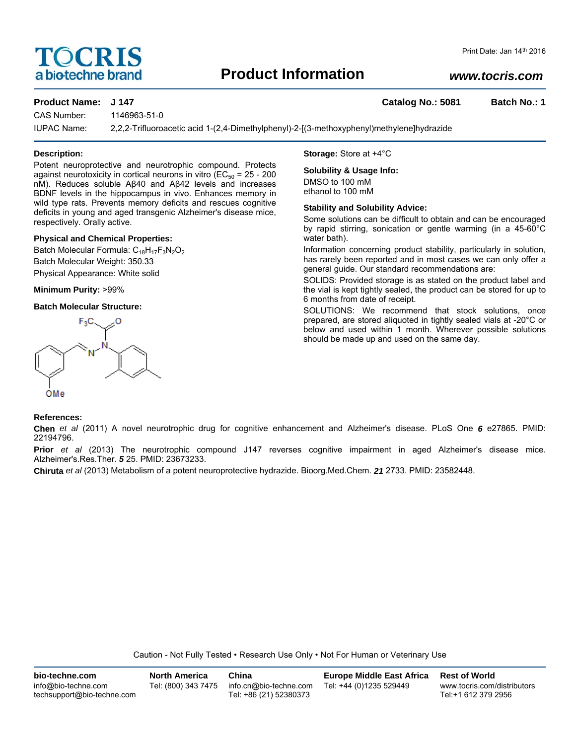# TOCRIS
a biotechne brand

Print Date: Jan 14th 2016

## Product Information

www.tocris.com

**Product Name:** J 147 **Catalog No.: 5081** **Batch No.: 1**

CAS Number: 1146963-51-0

IUPAC Name: 2,2,2-Trifluoroacetic acid 1-(2,4-Dimethylphenyl)-2-[(3-methoxyphenyl)methylene]hydrazide

**Description:**

Potent neuroprotective and neurotrophic compound. Protects against neurotoxicity in cortical neurons in vitro ($EC_{50}$ = 25 - 200 nM). Reduces soluble Aβ40 and Aβ42 levels and increases BDNF levels in the hippocampus in vivo. Enhances memory in wild type rats. Prevents memory deficits and rescues cognitive deficits in young and aged transgenic Alzheimer's disease mice, respectively. Orally active.

**Physical and Chemical Properties:**

Batch Molecular Formula: $C_{18}H_{17}F_3N_2O_2$

Batch Molecular Weight: 350.33

Physical Appearance: White solid

**Minimum Purity:** >99%

**Batch Molecular Structure:**

$F_3C$ O N N OMe

**Storage:** Store at +4°C

**Solubility & Usage Info:**

DMSO to 100 mM
ethanol to 100 mM

**Stability and Solubility Advice:**

Some solutions can be difficult to obtain and can be encouraged by rapid stirring, sonication or gentle warming (in a 45-60°C water bath).

Information concerning product stability, particularly in solution, has rarely been reported and in most cases we can only offer a general guide. Our standard recommendations are:

SOLIDS: Provided storage is as stated on the product label and the vial is kept tightly sealed, the product can be stored for up to 6 months from date of receipt.

SOLUTIONS: We recommend that stock solutions, once prepared, are stored aliquoted in tightly sealed vials at -20°C or below and used within 1 month. Wherever possible solutions should be made up and used on the same day.

**References:**

**Chen** *et al* (2011) A novel neurotrophic drug for cognitive enhancement and Alzheimer's disease. PLoS One ***6*** e27865. PMID: 22194796.

**Prior** *et al* (2013) The neurotrophic compound J147 reverses cognitive impairment in aged Alzheimer's disease mice. Alzheimer's.Res.Ther. ***5*** 25. PMID: 23673233.

**Chiruta** *et al* (2013) Metabolism of a potent neuroprotective hydrazide. Bioorg.Med.Chem. ***21*** 2733. PMID: 23582448.

Caution - Not Fully Tested • Research Use Only • Not For Human or Veterinary Use

**bio-techne.com**
info@bio-techne.com
techsupport@bio-techne.com

**North America**
Tel: (800) 343 7475

**China**
info.cn@bio-techne.com
Tel: +86 (21) 52380373

**Europe Middle East Africa**
Tel: +44 (0)1235 529449

**Rest of World**
www.tocris.com/distributors
Tel:+1 612 379 2956